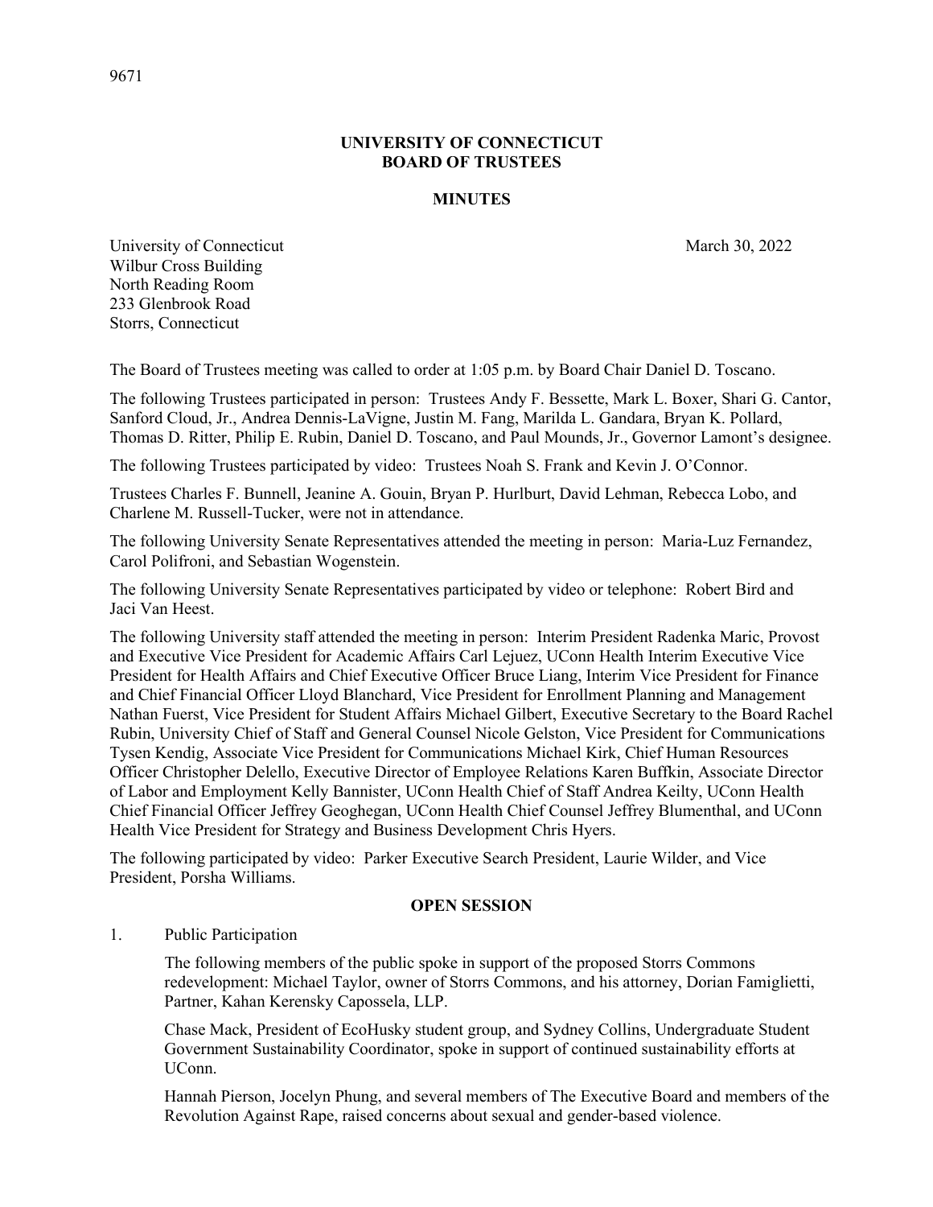# UNIVERSITY OF CONNECTICUT
# BOARD OF TRUSTEES

## MINUTES

University of Connecticut
Wilbur Cross Building
North Reading Room
233 Glenbrook Road
Storrs, Connecticut

March 30, 2022

The Board of Trustees meeting was called to order at 1:05 p.m. by Board Chair Daniel D. Toscano.

The following Trustees participated in person: Trustees Andy F. Bessette, Mark L. Boxer, Shari G. Cantor, Sanford Cloud, Jr., Andrea Dennis-LaVigne, Justin M. Fang, Marilda L. Gandara, Bryan K. Pollard, Thomas D. Ritter, Philip E. Rubin, Daniel D. Toscano, and Paul Mounds, Jr., Governor Lamont's designee.

The following Trustees participated by video: Trustees Noah S. Frank and Kevin J. O'Connor.

Trustees Charles F. Bunnell, Jeanine A. Gouin, Bryan P. Hurlburt, David Lehman, Rebecca Lobo, and Charlene M. Russell-Tucker, were not in attendance.

The following University Senate Representatives attended the meeting in person: Maria-Luz Fernandez, Carol Polifroni, and Sebastian Wogenstein.

The following University Senate Representatives participated by video or telephone: Robert Bird and Jaci Van Heest.

The following University staff attended the meeting in person: Interim President Radenka Maric, Provost and Executive Vice President for Academic Affairs Carl Lejuez, UConn Health Interim Executive Vice President for Health Affairs and Chief Executive Officer Bruce Liang, Interim Vice President for Finance and Chief Financial Officer Lloyd Blanchard, Vice President for Enrollment Planning and Management Nathan Fuerst, Vice President for Student Affairs Michael Gilbert, Executive Secretary to the Board Rachel Rubin, University Chief of Staff and General Counsel Nicole Gelston, Vice President for Communications Tysen Kendig, Associate Vice President for Communications Michael Kirk, Chief Human Resources Officer Christopher Delello, Executive Director of Employee Relations Karen Buffkin, Associate Director of Labor and Employment Kelly Bannister, UConn Health Chief of Staff Andrea Keilty, UConn Health Chief Financial Officer Jeffrey Geoghegan, UConn Health Chief Counsel Jeffrey Blumenthal, and UConn Health Vice President for Strategy and Business Development Chris Hyers.

The following participated by video: Parker Executive Search President, Laurie Wilder, and Vice President, Porsha Williams.

## OPEN SESSION

1. Public Participation

   The following members of the public spoke in support of the proposed Storrs Commons redevelopment: Michael Taylor, owner of Storrs Commons, and his attorney, Dorian Famiglietti, Partner, Kahan Kerensky Capossela, LLP.

   Chase Mack, President of EcoHusky student group, and Sydney Collins, Undergraduate Student Government Sustainability Coordinator, spoke in support of continued sustainability efforts at UConn.

   Hannah Pierson, Jocelyn Phung, and several members of The Executive Board and members of the Revolution Against Rape, raised concerns about sexual and gender-based violence.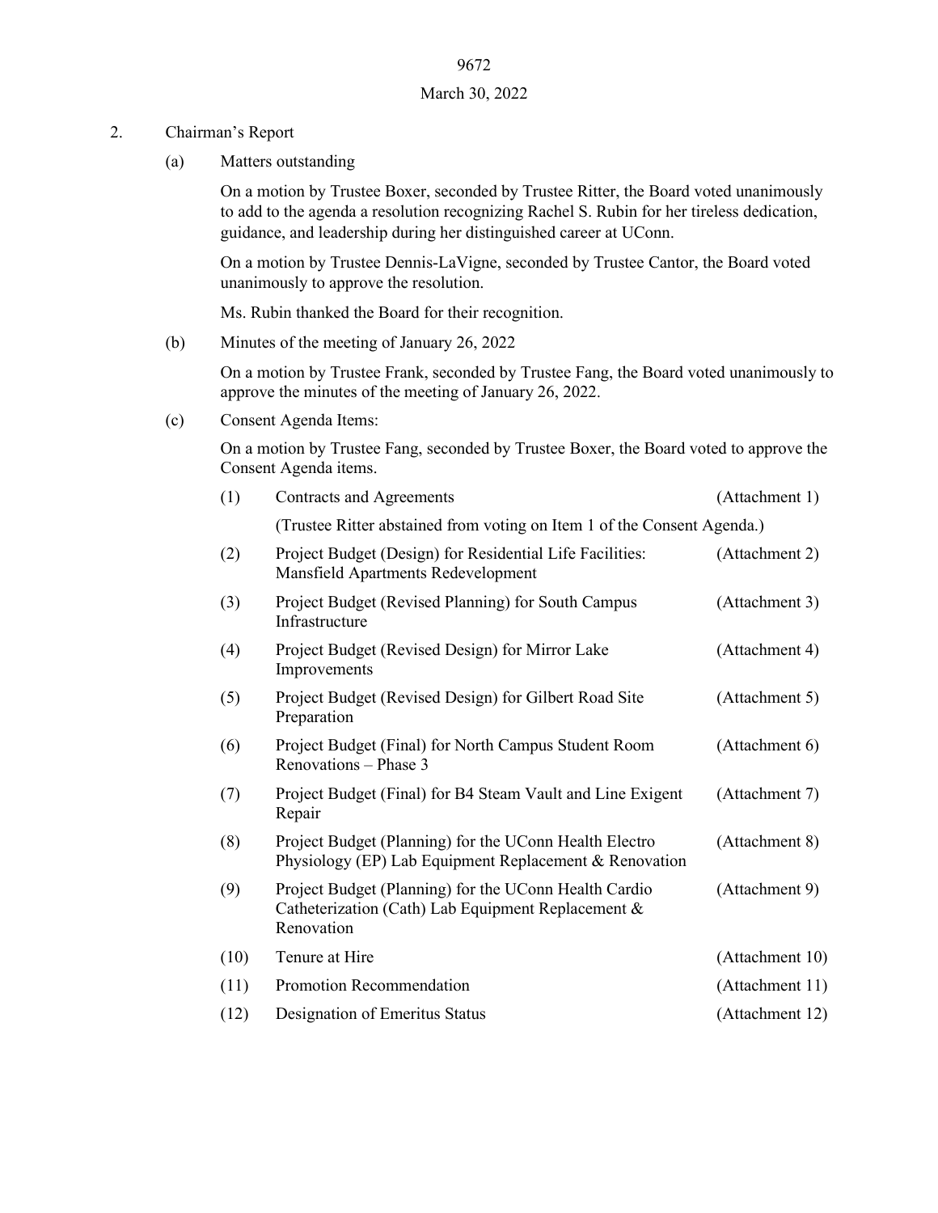2. Chairman's Report

   (a) Matters outstanding

   On a motion by Trustee Boxer, seconded by Trustee Ritter, the Board voted unanimously to add to the agenda a resolution recognizing Rachel S. Rubin for her tireless dedication, guidance, and leadership during her distinguished career at UConn.

   On a motion by Trustee Dennis-LaVigne, seconded by Trustee Cantor, the Board voted unanimously to approve the resolution.

   Ms. Rubin thanked the Board for their recognition.

   (b) Minutes of the meeting of January 26, 2022

   On a motion by Trustee Frank, seconded by Trustee Fang, the Board voted unanimously to approve the minutes of the meeting of January 26, 2022.

   (c) Consent Agenda Items:

   On a motion by Trustee Fang, seconded by Trustee Boxer, the Board voted to approve the Consent Agenda items.

| | | |
|---|---|---|
| (1) | Contracts and Agreements | (Attachment 1) |
| | (Trustee Ritter abstained from voting on Item 1 of the Consent Agenda.) | |
| (2) | Project Budget (Design) for Residential Life Facilities: Mansfield Apartments Redevelopment | (Attachment 2) |
| (3) | Project Budget (Revised Planning) for South Campus Infrastructure | (Attachment 3) |
| (4) | Project Budget (Revised Design) for Mirror Lake Improvements | (Attachment 4) |
| (5) | Project Budget (Revised Design) for Gilbert Road Site Preparation | (Attachment 5) |
| (6) | Project Budget (Final) for North Campus Student Room Renovations – Phase 3 | (Attachment 6) |
| (7) | Project Budget (Final) for B4 Steam Vault and Line Exigent Repair | (Attachment 7) |
| (8) | Project Budget (Planning) for the UConn Health Electro Physiology (EP) Lab Equipment Replacement & Renovation | (Attachment 8) |
| (9) | Project Budget (Planning) for the UConn Health Cardio Catheterization (Cath) Lab Equipment Replacement & Renovation | (Attachment 9) |
| (10) | Tenure at Hire | (Attachment 10) |
| (11) | Promotion Recommendation | (Attachment 11) |
| (12) | Designation of Emeritus Status | (Attachment 12) |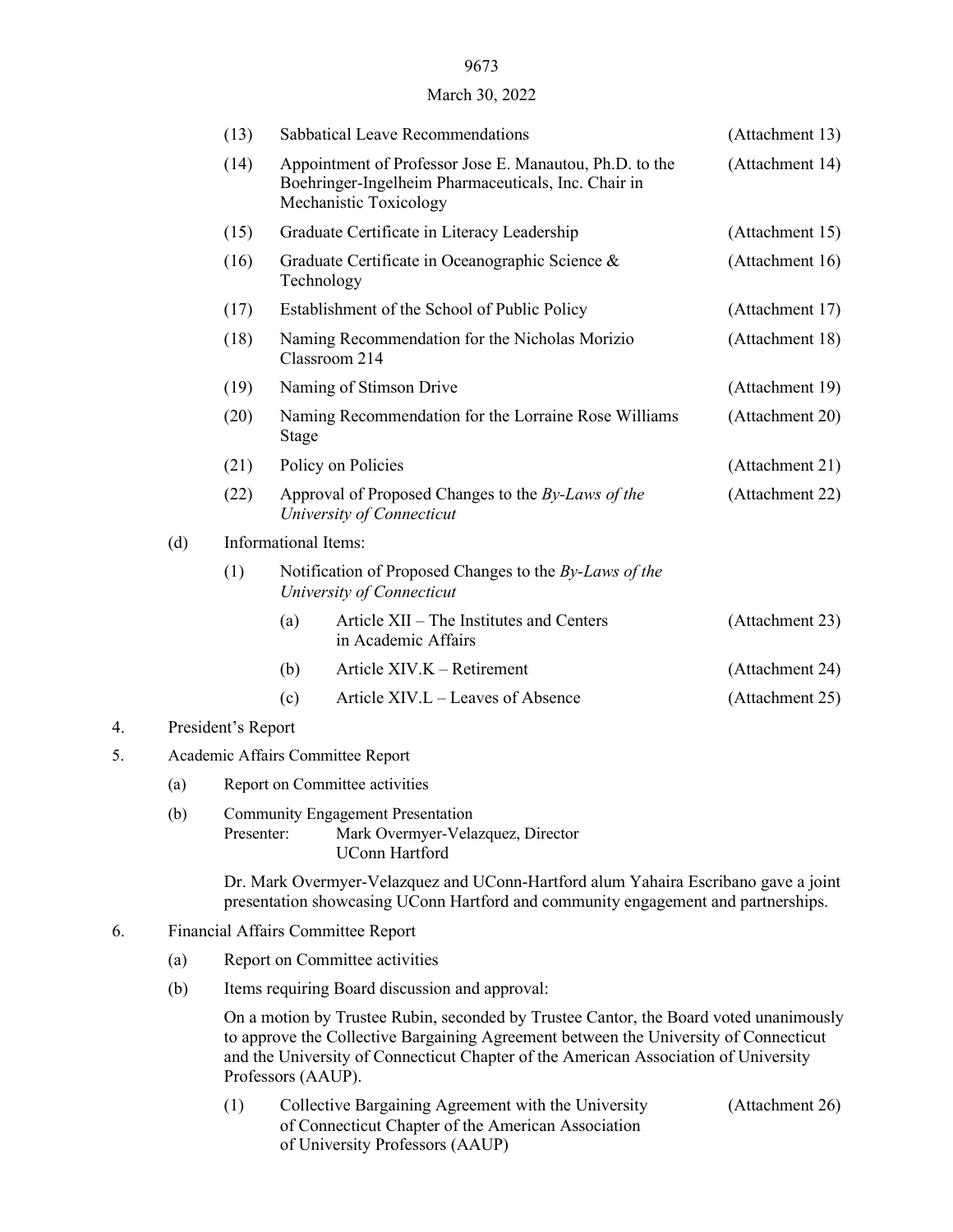(13) Sabbatical Leave Recommendations (Attachment 13)

(14) Appointment of Professor Jose E. Manautou, Ph.D. to the Boehringer-Ingelheim Pharmaceuticals, Inc. Chair in Mechanistic Toxicology (Attachment 14)

(15) Graduate Certificate in Literacy Leadership (Attachment 15)

(16) Graduate Certificate in Oceanographic Science & Technology (Attachment 16)

(17) Establishment of the School of Public Policy (Attachment 17)

(18) Naming Recommendation for the Nicholas Morizio Classroom 214 (Attachment 18)

(19) Naming of Stimson Drive (Attachment 19)

(20) Naming Recommendation for the Lorraine Rose Williams Stage (Attachment 20)

(21) Policy on Policies (Attachment 21)

(22) Approval of Proposed Changes to the *By-Laws of the University of Connecticut* (Attachment 22)

(d) Informational Items:

(1) Notification of Proposed Changes to the *By-Laws of the University of Connecticut*

(a) Article XII – The Institutes and Centers in Academic Affairs (Attachment 23)

(b) Article XIV.K – Retirement (Attachment 24)

(c) Article XIV.L – Leaves of Absence (Attachment 25)

4. President's Report

5. Academic Affairs Committee Report

(a) Report on Committee activities

(b) Community Engagement Presentation
Presenter: Mark Overmyer-Velazquez, Director
UConn Hartford

Dr. Mark Overmyer-Velazquez and UConn-Hartford alum Yahaira Escribano gave a joint presentation showcasing UConn Hartford and community engagement and partnerships.

6. Financial Affairs Committee Report

(a) Report on Committee activities

(b) Items requiring Board discussion and approval:

On a motion by Trustee Rubin, seconded by Trustee Cantor, the Board voted unanimously to approve the Collective Bargaining Agreement between the University of Connecticut and the University of Connecticut Chapter of the American Association of University Professors (AAUP).

(1) Collective Bargaining Agreement with the University of Connecticut Chapter of the American Association of University Professors (AAUP) (Attachment 26)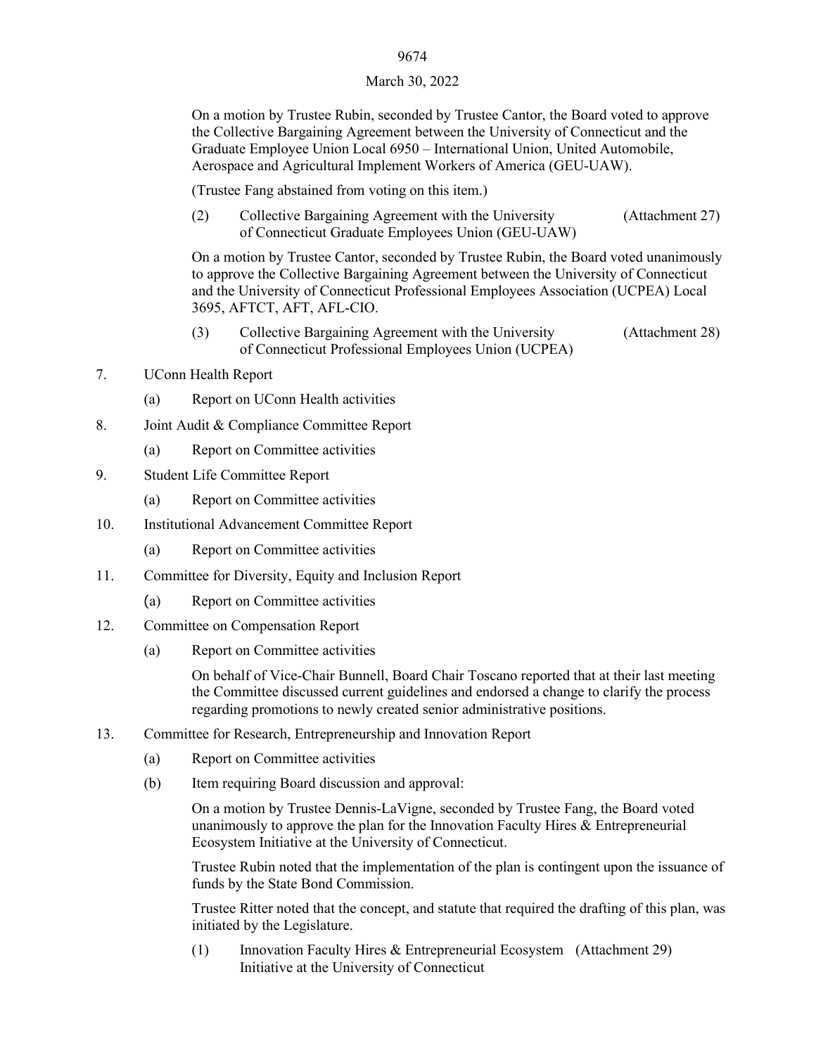On a motion by Trustee Rubin, seconded by Trustee Cantor, the Board voted to approve the Collective Bargaining Agreement between the University of Connecticut and the Graduate Employee Union Local 6950 – International Union, United Automobile, Aerospace and Agricultural Implement Workers of America (GEU-UAW).

(Trustee Fang abstained from voting on this item.)

(2) Collective Bargaining Agreement with the University of Connecticut Graduate Employees Union (GEU-UAW) (Attachment 27)

On a motion by Trustee Cantor, seconded by Trustee Rubin, the Board voted unanimously to approve the Collective Bargaining Agreement between the University of Connecticut and the University of Connecticut Professional Employees Association (UCPEA) Local 3695, AFTCT, AFT, AFL-CIO.

(3) Collective Bargaining Agreement with the University of Connecticut Professional Employees Union (UCPEA) (Attachment 28)

7. UConn Health Report

   (a) Report on UConn Health activities

8. Joint Audit & Compliance Committee Report

   (a) Report on Committee activities

9. Student Life Committee Report

   (a) Report on Committee activities

10. Institutional Advancement Committee Report

   (a) Report on Committee activities

11. Committee for Diversity, Equity and Inclusion Report

   (a) Report on Committee activities

12. Committee on Compensation Report

   (a) Report on Committee activities

   On behalf of Vice-Chair Bunnell, Board Chair Toscano reported that at their last meeting the Committee discussed current guidelines and endorsed a change to clarify the process regarding promotions to newly created senior administrative positions.

13. Committee for Research, Entrepreneurship and Innovation Report

   (a) Report on Committee activities

   (b) Item requiring Board discussion and approval:

   On a motion by Trustee Dennis-LaVigne, seconded by Trustee Fang, the Board voted unanimously to approve the plan for the Innovation Faculty Hires & Entrepreneurial Ecosystem Initiative at the University of Connecticut.

   Trustee Rubin noted that the implementation of the plan is contingent upon the issuance of funds by the State Bond Commission.

   Trustee Ritter noted that the concept, and statute that required the drafting of this plan, was initiated by the Legislature.

   (1) Innovation Faculty Hires & Entrepreneurial Ecosystem Initiative at the University of Connecticut (Attachment 29)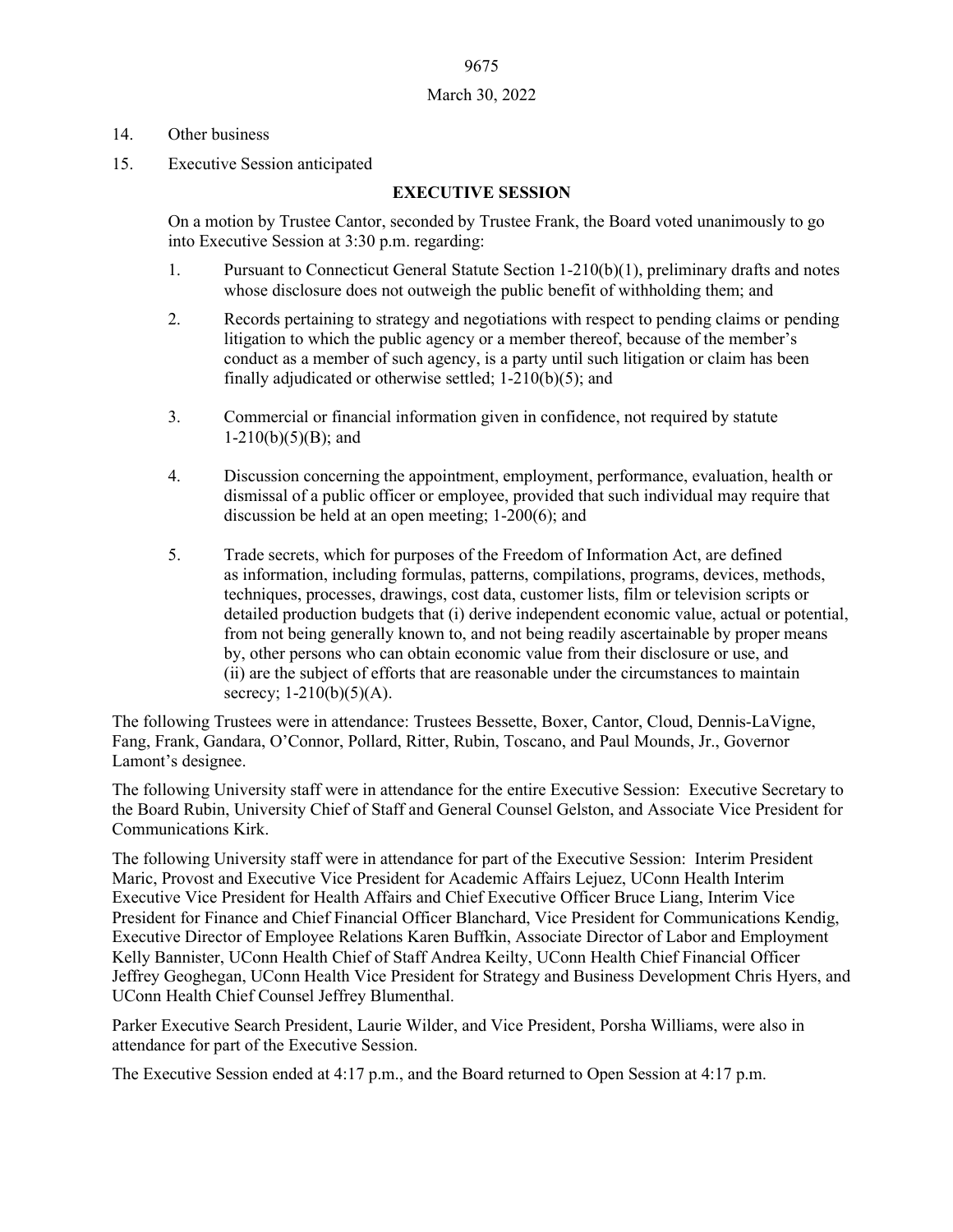14. Other business

15. Executive Session anticipated

**EXECUTIVE SESSION**

On a motion by Trustee Cantor, seconded by Trustee Frank, the Board voted unanimously to go into Executive Session at 3:30 p.m. regarding:

1. Pursuant to Connecticut General Statute Section 1-210(b)(1), preliminary drafts and notes whose disclosure does not outweigh the public benefit of withholding them; and

2. Records pertaining to strategy and negotiations with respect to pending claims or pending litigation to which the public agency or a member thereof, because of the member's conduct as a member of such agency, is a party until such litigation or claim has been finally adjudicated or otherwise settled; 1-210(b)(5); and

3. Commercial or financial information given in confidence, not required by statute 1-210(b)(5)(B); and

4. Discussion concerning the appointment, employment, performance, evaluation, health or dismissal of a public officer or employee, provided that such individual may require that discussion be held at an open meeting; 1-200(6); and

5. Trade secrets, which for purposes of the Freedom of Information Act, are defined as information, including formulas, patterns, compilations, programs, devices, methods, techniques, processes, drawings, cost data, customer lists, film or television scripts or detailed production budgets that (i) derive independent economic value, actual or potential, from not being generally known to, and not being readily ascertainable by proper means by, other persons who can obtain economic value from their disclosure or use, and (ii) are the subject of efforts that are reasonable under the circumstances to maintain secrecy; 1-210(b)(5)(A).

The following Trustees were in attendance: Trustees Bessette, Boxer, Cantor, Cloud, Dennis-LaVigne, Fang, Frank, Gandara, O'Connor, Pollard, Ritter, Rubin, Toscano, and Paul Mounds, Jr., Governor Lamont's designee.

The following University staff were in attendance for the entire Executive Session: Executive Secretary to the Board Rubin, University Chief of Staff and General Counsel Gelston, and Associate Vice President for Communications Kirk.

The following University staff were in attendance for part of the Executive Session: Interim President Maric, Provost and Executive Vice President for Academic Affairs Lejuez, UConn Health Interim Executive Vice President for Health Affairs and Chief Executive Officer Bruce Liang, Interim Vice President for Finance and Chief Financial Officer Blanchard, Vice President for Communications Kendig, Executive Director of Employee Relations Karen Buffkin, Associate Director of Labor and Employment Kelly Bannister, UConn Health Chief of Staff Andrea Keilty, UConn Health Chief Financial Officer Jeffrey Geoghegan, UConn Health Vice President for Strategy and Business Development Chris Hyers, and UConn Health Chief Counsel Jeffrey Blumenthal.

Parker Executive Search President, Laurie Wilder, and Vice President, Porsha Williams, were also in attendance for part of the Executive Session.

The Executive Session ended at 4:17 p.m., and the Board returned to Open Session at 4:17 p.m.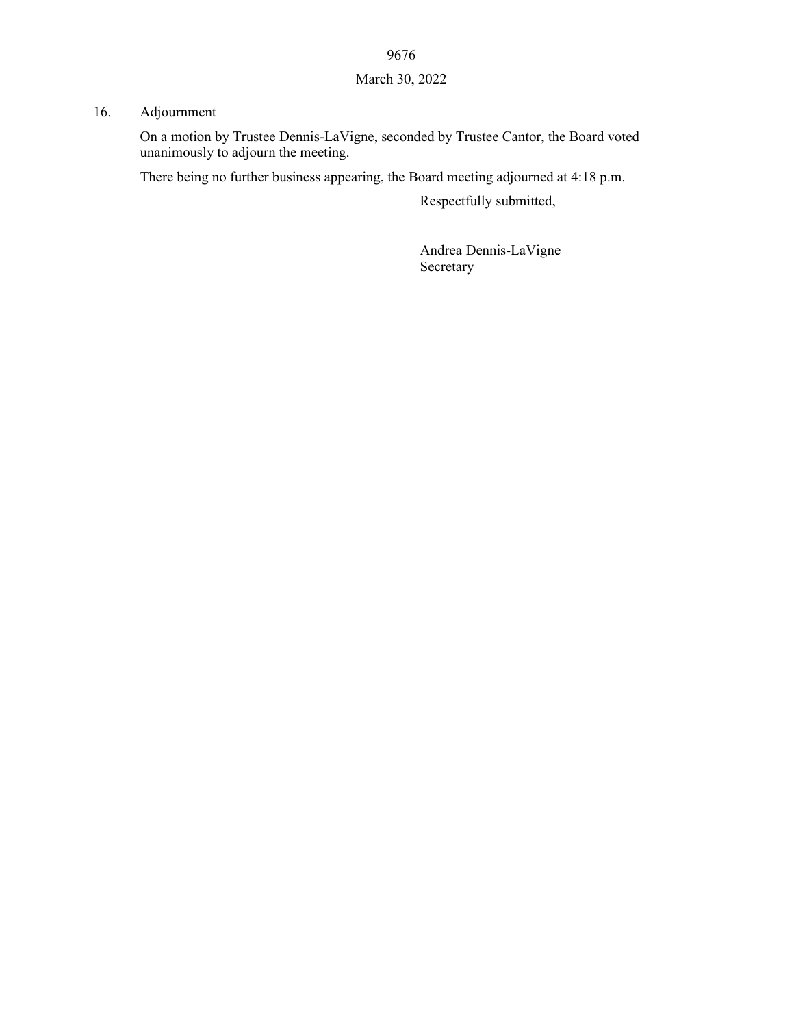16. Adjournment

On a motion by Trustee Dennis-LaVigne, seconded by Trustee Cantor, the Board voted unanimously to adjourn the meeting.

There being no further business appearing, the Board meeting adjourned at 4:18 p.m.

Respectfully submitted,

Andrea Dennis-LaVigne
Secretary